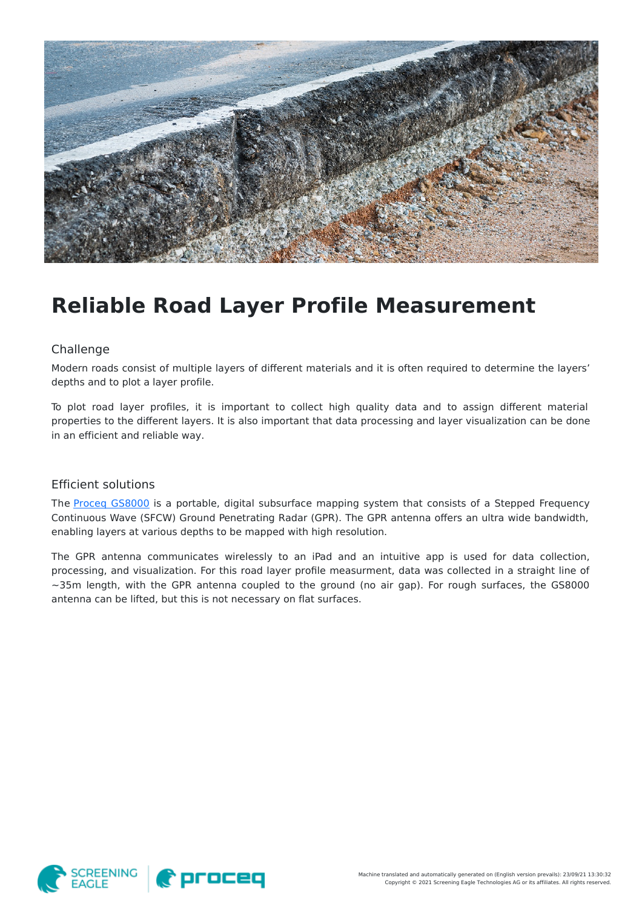# Reliable Road Layer Profile Measurement

## Challenge

Modern roads consist of multiple layers of different materials and it is often required to determine the layers' depths and to plot a layer profile.

To plot road layer profiles, it is important to collect high quality data and to assign different material properties to the different layers. It is also important that data processing and layer visualization can be done in an efficient and reliable way.

## Efficient solutions

The Proceq GS8000 is a portable, digital subsurface mapping system that consists of a Stepped Frequency Continuous Wave (SFCW) Ground Penetrating Radar (GPR). The GPR antenna offers an ultra wide bandwidth, enabling layers at various depths to be mapped with high resolution.

The GPR antenna communicates wirelessly to an iPad and an intuitive app is used for data collection, processing, and visualization. For this road layer profile measurment, data was collected in a straight line of ~35m length, with the GPR antenna coupled to the ground (no air gap). For rough surfaces, the GS8000 antenna can be lifted, but this is not necessary on flat surfaces.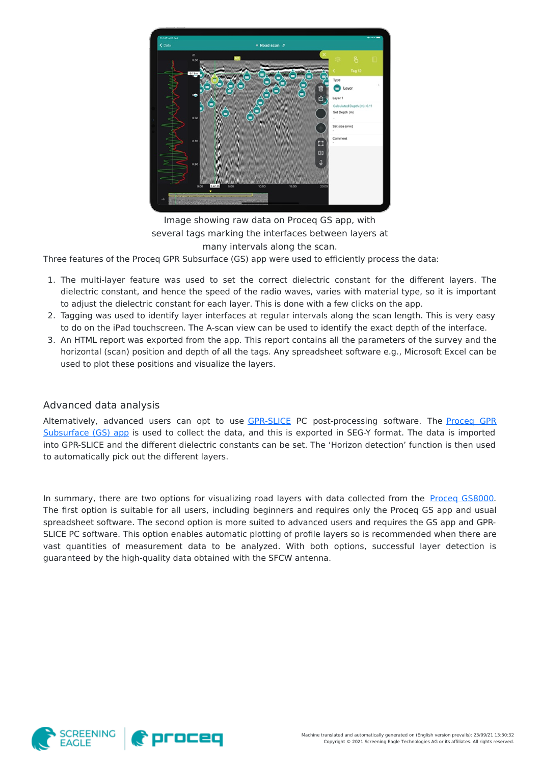Image showing raw data on Proceq GS app, with several tags marking the interfaces between layers at many intervals along the scan.

Three features of the Proceq GPR Subsurface (GS) app were used to efficiently process the data:

1. The multi-layer feature was used to set the correct dielectric constant for the different layers. The dielectric constant, and hence the speed of the radio waves, varies with material type, so it is important to adjust the dielectric constant for each layer. This is done with a few clicks on the app.
2. Tagging was used to identify layer interfaces at regular intervals along the scan length. This is very easy to do on the iPad touchscreen. The A-scan view can be used to identify the exact depth of the interface.
3. An HTML report was exported from the app. This report contains all the parameters of the survey and the horizontal (scan) position and depth of all the tags. Any spreadsheet software e.g., Microsoft Excel can be used to plot these positions and visualize the layers.

## Advanced data analysis

Alternatively, advanced users can opt to use GPR-SLICE PC post-processing software. The Proceq GPR Subsurface (GS) app is used to collect the data, and this is exported in SEG-Y format. The data is imported into GPR-SLICE and the different dielectric constants can be set. The 'Horizon detection' function is then used to automatically pick out the different layers.

In summary, there are two options for visualizing road layers with data collected from the Proceq GS8000. The first option is suitable for all users, including beginners and requires only the Proceq GS app and usual spreadsheet software. The second option is more suited to advanced users and requires the GS app and GPR-SLICE PC software. This option enables automatic plotting of profile layers so is recommended when there are vast quantities of measurement data to be analyzed. With both options, successful layer detection is guaranteed by the high-quality data obtained with the SFCW antenna.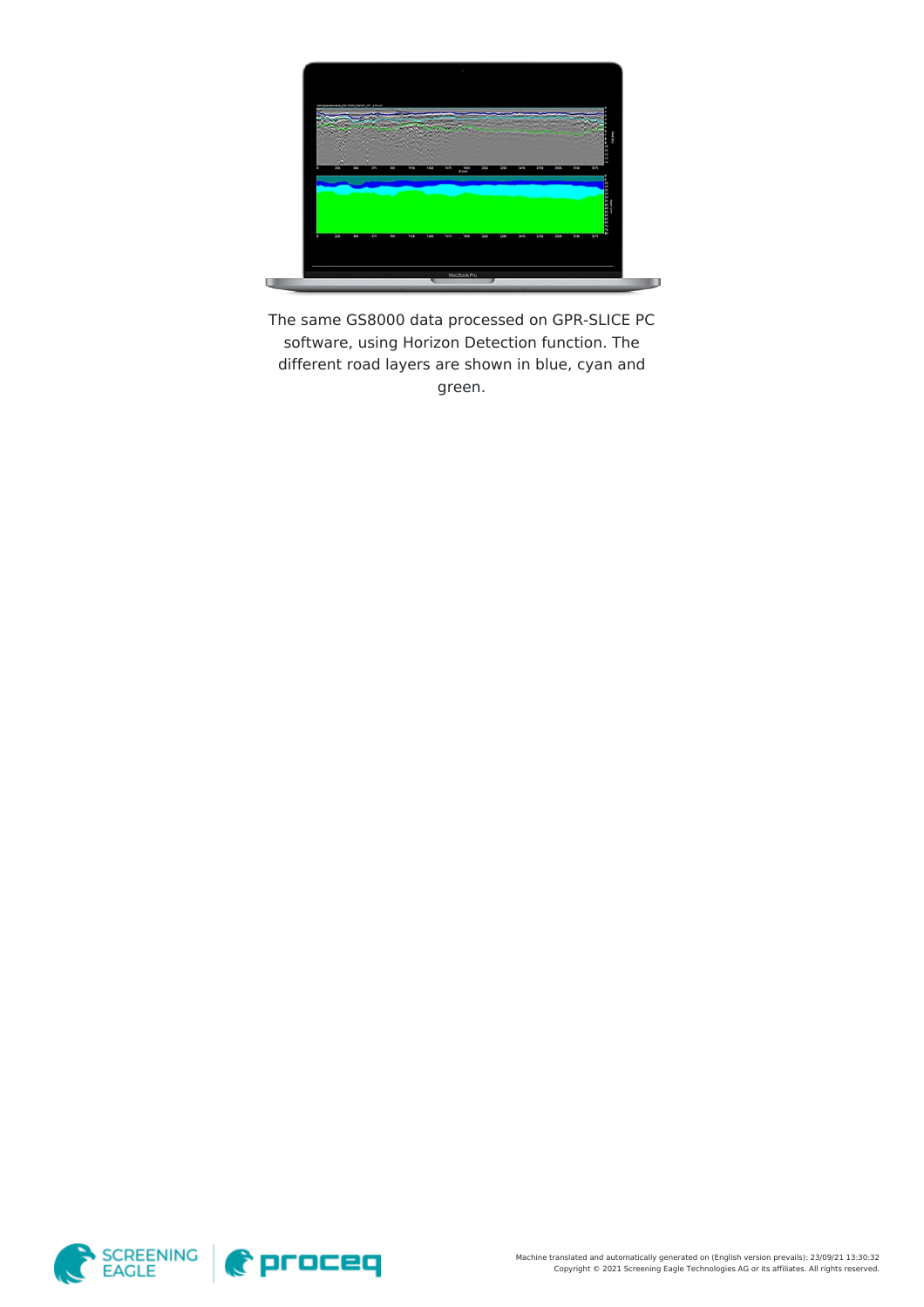The same GS8000 data processed on GPR-SLICE PC software, using Horizon Detection function. The different road layers are shown in blue, cyan and green.